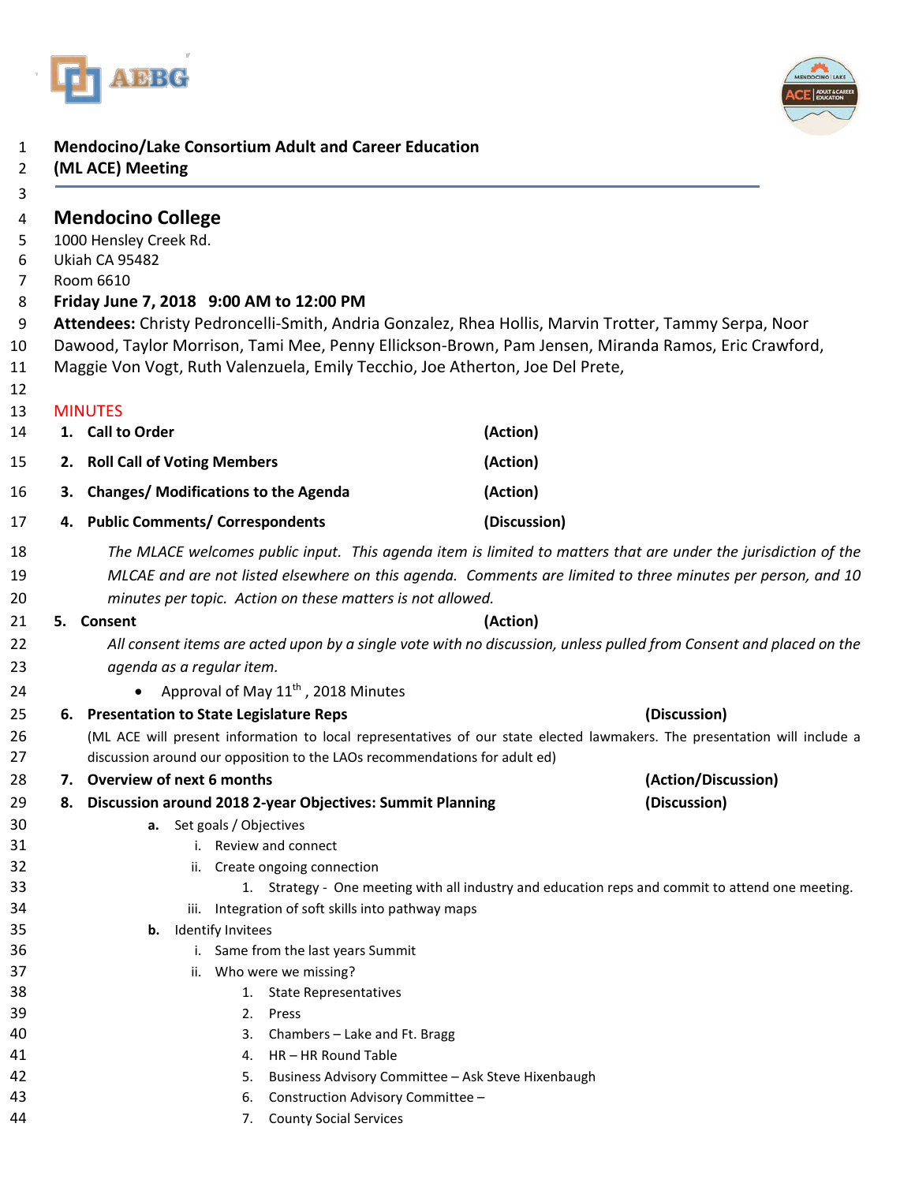# Mendocino/Lake Consortium Adult and Career Education (ML ACE) Meeting

## Mendocino College

1000 Hensley Creek Rd.
Ukiah CA 95482
Room 6610

**Friday June 7, 2018 9:00 AM to 12:00 PM**

**Attendees:** Christy Pedroncelli-Smith, Andria Gonzalez, Rhea Hollis, Marvin Trotter, Tammy Serpa, Noor Dawood, Taylor Morrison, Tami Mee, Penny Ellickson-Brown, Pam Jensen, Miranda Ramos, Eric Crawford, Maggie Von Vogt, Ruth Valenzuela, Emily Tecchio, Joe Atherton, Joe Del Prete,

MINUTES

1. **Call to Order** **(Action)**
2. **Roll Call of Voting Members** **(Action)**
3. **Changes/ Modifications to the Agenda** **(Action)**
4. **Public Comments/ Correspondents** **(Discussion)**

   *The MLACE welcomes public input. This agenda item is limited to matters that are under the jurisdiction of the MLCAE and are not listed elsewhere on this agenda. Comments are limited to three minutes per person, and 10 minutes per topic. Action on these matters is not allowed.*

5. **Consent** **(Action)**

   *All consent items are acted upon by a single vote with no discussion, unless pulled from Consent and placed on the agenda as a regular item.*

   - Approval of May 11th, 2018 Minutes

6. **Presentation to State Legislature Reps** **(Discussion)**

   (ML ACE will present information to local representatives of our state elected lawmakers. The presentation will include a discussion around our opposition to the LAOs recommendations for adult ed)

7. **Overview of next 6 months** **(Action/Discussion)**
8. **Discussion around 2018 2-year Objectives: Summit Planning** **(Discussion)**
   - a. Set goals / Objectives
     - i. Review and connect
     - ii. Create ongoing connection
       1. Strategy - One meeting with all industry and education reps and commit to attend one meeting.
     - iii. Integration of soft skills into pathway maps
   - b. Identify Invitees
     - i. Same from the last years Summit
     - ii. Who were we missing?
       1. State Representatives
       2. Press
       3. Chambers – Lake and Ft. Bragg
       4. HR – HR Round Table
       5. Business Advisory Committee – Ask Steve Hixenbaugh
       6. Construction Advisory Committee –
       7. County Social Services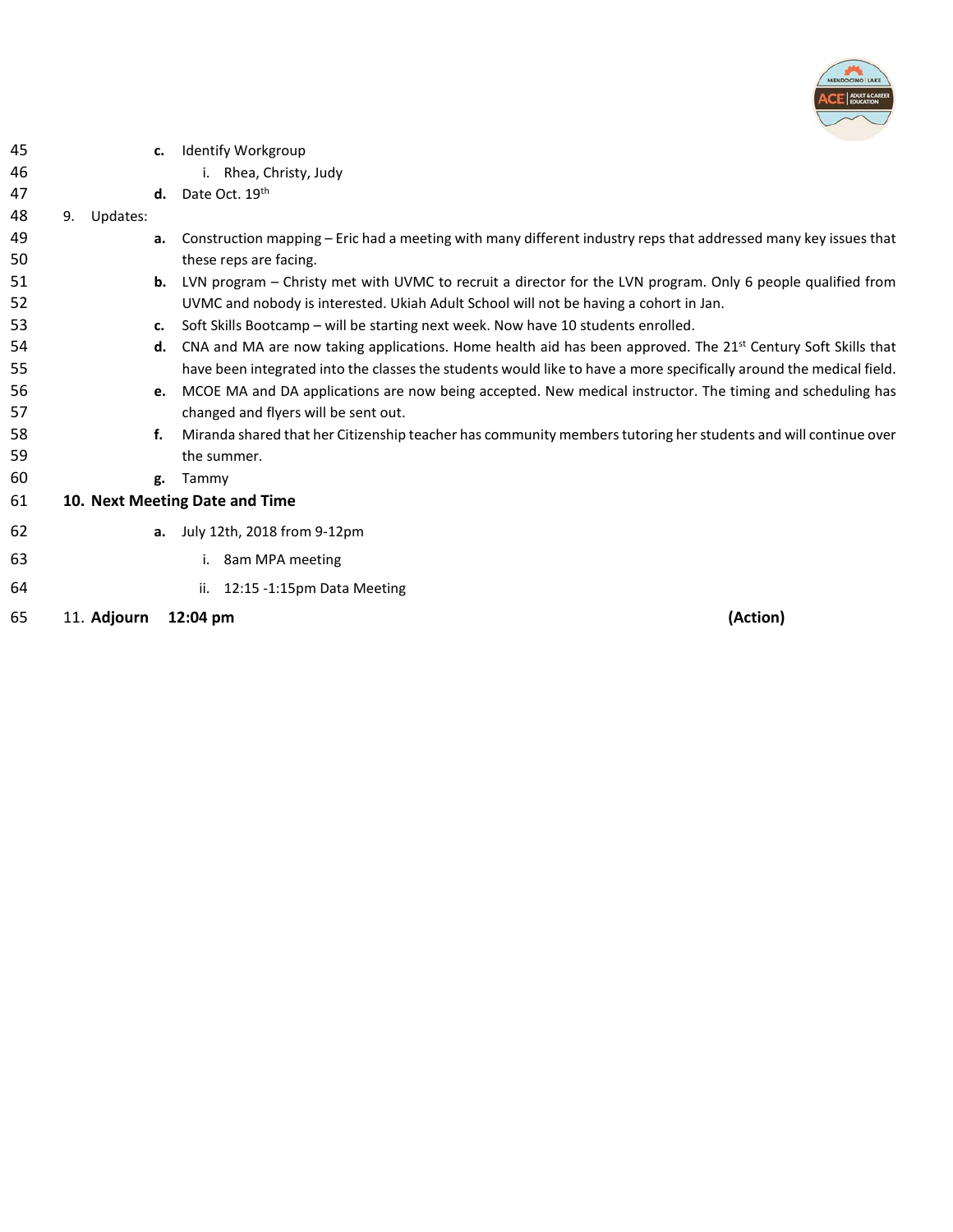c. Identify Workgroup
   i. Rhea, Christy, Judy
d. Date Oct. 19th

9. Updates:
   a. Construction mapping – Eric had a meeting with many different industry reps that addressed many key issues that these reps are facing.
   b. LVN program – Christy met with UVMC to recruit a director for the LVN program. Only 6 people qualified from UVMC and nobody is interested. Ukiah Adult School will not be having a cohort in Jan.
   c. Soft Skills Bootcamp – will be starting next week. Now have 10 students enrolled.
   d. CNA and MA are now taking applications. Home health aid has been approved. The 21st Century Soft Skills that have been integrated into the classes the students would like to have a more specifically around the medical field.
   e. MCOE MA and DA applications are now being accepted. New medical instructor. The timing and scheduling has changed and flyers will be sent out.
   f. Miranda shared that her Citizenship teacher has community members tutoring her students and will continue over the summer.
   g. Tammy

**10. Next Meeting Date and Time**

   a. July 12th, 2018 from 9-12pm
      i. 8am MPA meeting
      ii. 12:15 -1:15pm Data Meeting

11. **Adjourn 12:04 pm** **(Action)**